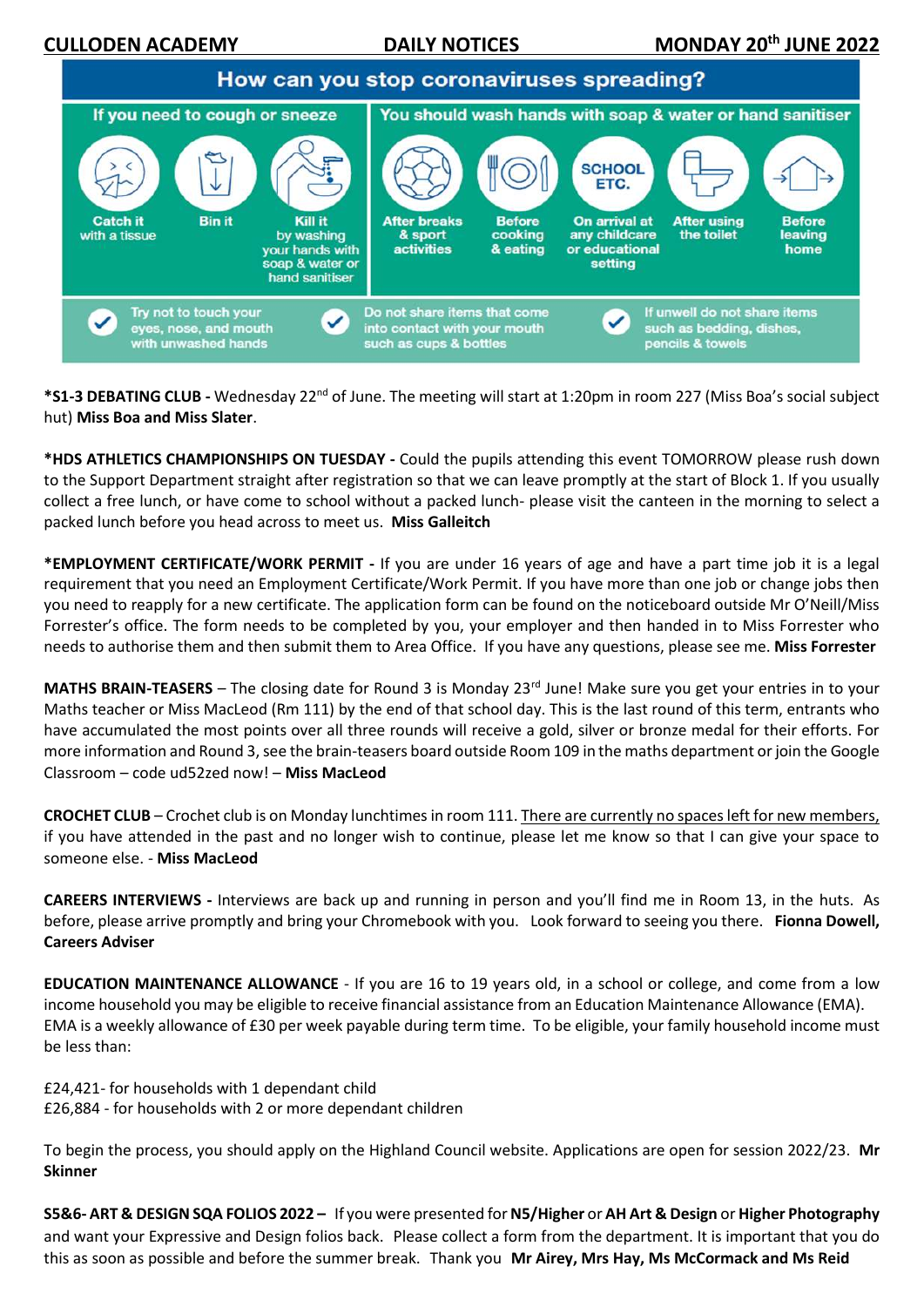**CULLODEN ACADEMY DAILY NOTICES MONDAY 20th JUNE 2022**

## How can you stop coronaviruses spreading?

**If you need to cough or sneeze**

- Catch it with a tissue
- Bin it
- Kill it by washing your hands with soap & water or hand sanitiser

**You should wash hands with soap & water or hand sanitiser**

- After breaks & sport activities
- Before cooking & eating
- On arrival at any childcare or educational setting
- After using the toilet
- Before leaving home

- Try not to touch your eyes, nose, and mouth with unwashed hands
- Do not share items that come into contact with your mouth such as cups & bottles
- If unwell do not share items such as bedding, dishes, pencils & towels

**\*S1-3 DEBATING CLUB -** Wednesday 22nd of June. The meeting will start at 1:20pm in room 227 (Miss Boa's social subject hut) **Miss Boa and Miss Slater**.

**\*HDS ATHLETICS CHAMPIONSHIPS ON TUESDAY -** Could the pupils attending this event TOMORROW please rush down to the Support Department straight after registration so that we can leave promptly at the start of Block 1. If you usually collect a free lunch, or have come to school without a packed lunch- please visit the canteen in the morning to select a packed lunch before you head across to meet us. **Miss Galleitch**

**\*EMPLOYMENT CERTIFICATE/WORK PERMIT -** If you are under 16 years of age and have a part time job it is a legal requirement that you need an Employment Certificate/Work Permit. If you have more than one job or change jobs then you need to reapply for a new certificate. The application form can be found on the noticeboard outside Mr O'Neill/Miss Forrester's office. The form needs to be completed by you, your employer and then handed in to Miss Forrester who needs to authorise them and then submit them to Area Office. If you have any questions, please see me. **Miss Forrester**

**MATHS BRAIN-TEASERS** – The closing date for Round 3 is Monday 23rd June! Make sure you get your entries in to your Maths teacher or Miss MacLeod (Rm 111) by the end of that school day. This is the last round of this term, entrants who have accumulated the most points over all three rounds will receive a gold, silver or bronze medal for their efforts. For more information and Round 3, see the brain-teasers board outside Room 109 in the maths department or join the Google Classroom – code ud52zed now! – **Miss MacLeod**

**CROCHET CLUB** – Crochet club is on Monday lunchtimes in room 111. <u>There are currently no spaces left for new members,</u> if you have attended in the past and no longer wish to continue, please let me know so that I can give your space to someone else. - **Miss MacLeod**

**CAREERS INTERVIEWS -** Interviews are back up and running in person and you'll find me in Room 13, in the huts. As before, please arrive promptly and bring your Chromebook with you. Look forward to seeing you there. **Fiona Dowell, Careers Adviser**

**EDUCATION MAINTENANCE ALLOWANCE** - If you are 16 to 19 years old, in a school or college, and come from a low income household you may be eligible to receive financial assistance from an Education Maintenance Allowance (EMA). EMA is a weekly allowance of £30 per week payable during term time. To be eligible, your family household income must be less than:

£24,421- for households with 1 dependant child
£26,884 - for households with 2 or more dependant children

To begin the process, you should apply on the Highland Council website. Applications are open for session 2022/23. **Mr Skinner**

**S5&6- ART & DESIGN SQA FOLIOS 2022 –** If you were presented for **N5/Higher** or **AH Art & Design** or **Higher Photography** and want your Expressive and Design folios back. Please collect a form from the department. It is important that you do this as soon as possible and before the summer break. Thank you **Mr Airey, Mrs Hay, Ms McCormack and Ms Reid**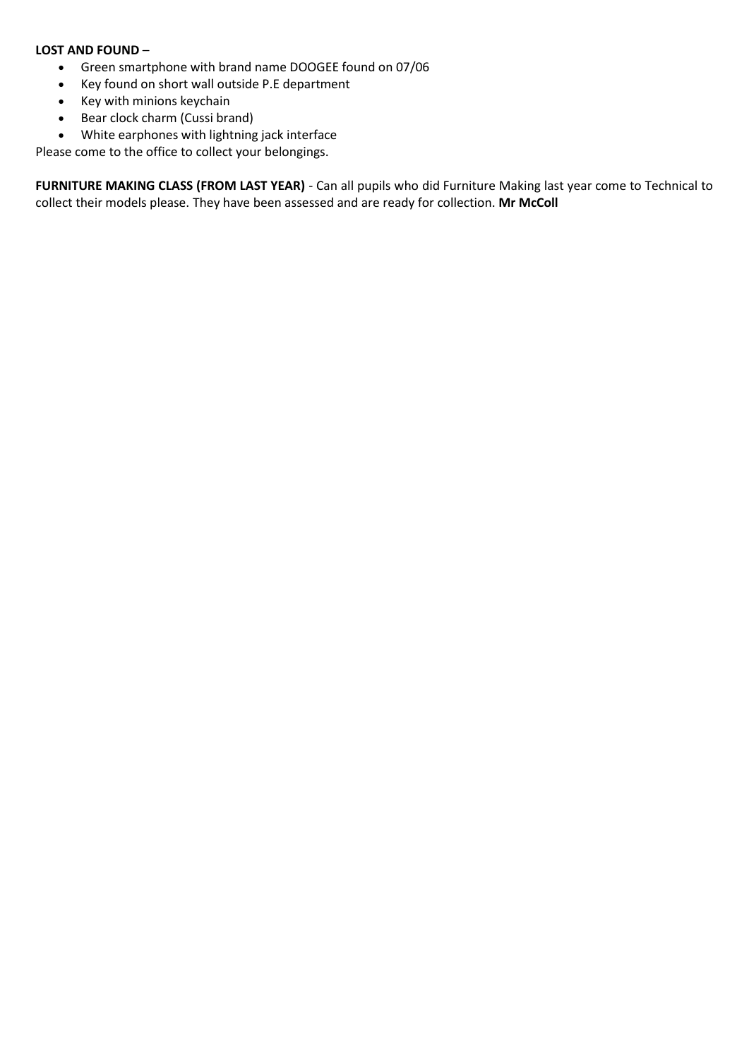**LOST AND FOUND** –

- Green smartphone with brand name DOOGEE found on 07/06
- Key found on short wall outside P.E department
- Key with minions keychain
- Bear clock charm (Cussi brand)
- White earphones with lightning jack interface

Please come to the office to collect your belongings.

**FURNITURE MAKING CLASS (FROM LAST YEAR)** - Can all pupils who did Furniture Making last year come to Technical to collect their models please. They have been assessed and are ready for collection. **Mr McColl**